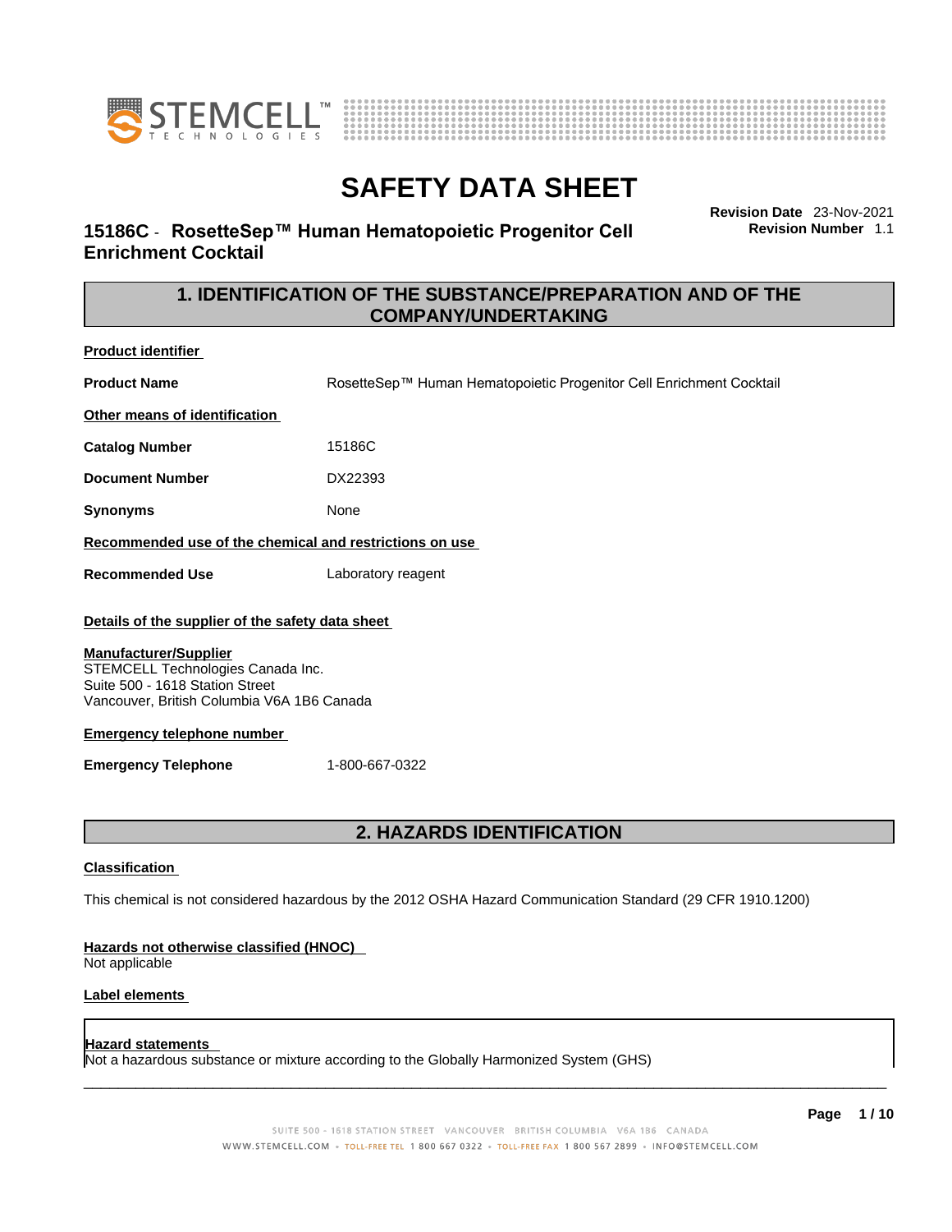# SAFETY DATA SHEET

**15186C - RosetteSep™ Human Hematopoietic Progenitor Cell Enrichment Cocktail**

**Revision Date** 23-Nov-2021
**Revision Number** 1.1

## 1. IDENTIFICATION OF THE SUBSTANCE/PREPARATION AND OF THE COMPANY/UNDERTAKING

**Product identifier**

| | |
|---|---|
| **Product Name** | RosetteSep™ Human Hematopoietic Progenitor Cell Enrichment Cocktail |

**Other means of identification**

| | |
|---|---|
| **Catalog Number** | 15186C |
| **Document Number** | DX22393 |
| **Synonyms** | None |

**Recommended use of the chemical and restrictions on use**

| | |
|---|---|
| **Recommended Use** | Laboratory reagent |

**Details of the supplier of the safety data sheet**

**Manufacturer/Supplier**
STEMCELL Technologies Canada Inc.
Suite 500 - 1618 Station Street
Vancouver, British Columbia V6A 1B6 Canada

**Emergency telephone number**

| | |
|---|---|
| **Emergency Telephone** | 1-800-667-0322 |

## 2. HAZARDS IDENTIFICATION

**Classification**

This chemical is not considered hazardous by the 2012 OSHA Hazard Communication Standard (29 CFR 1910.1200)

**Hazards not otherwise classified (HNOC)**
Not applicable

**Label elements**

**Hazard statements**
Not a hazardous substance or mixture according to the Globally Harmonized System (GHS)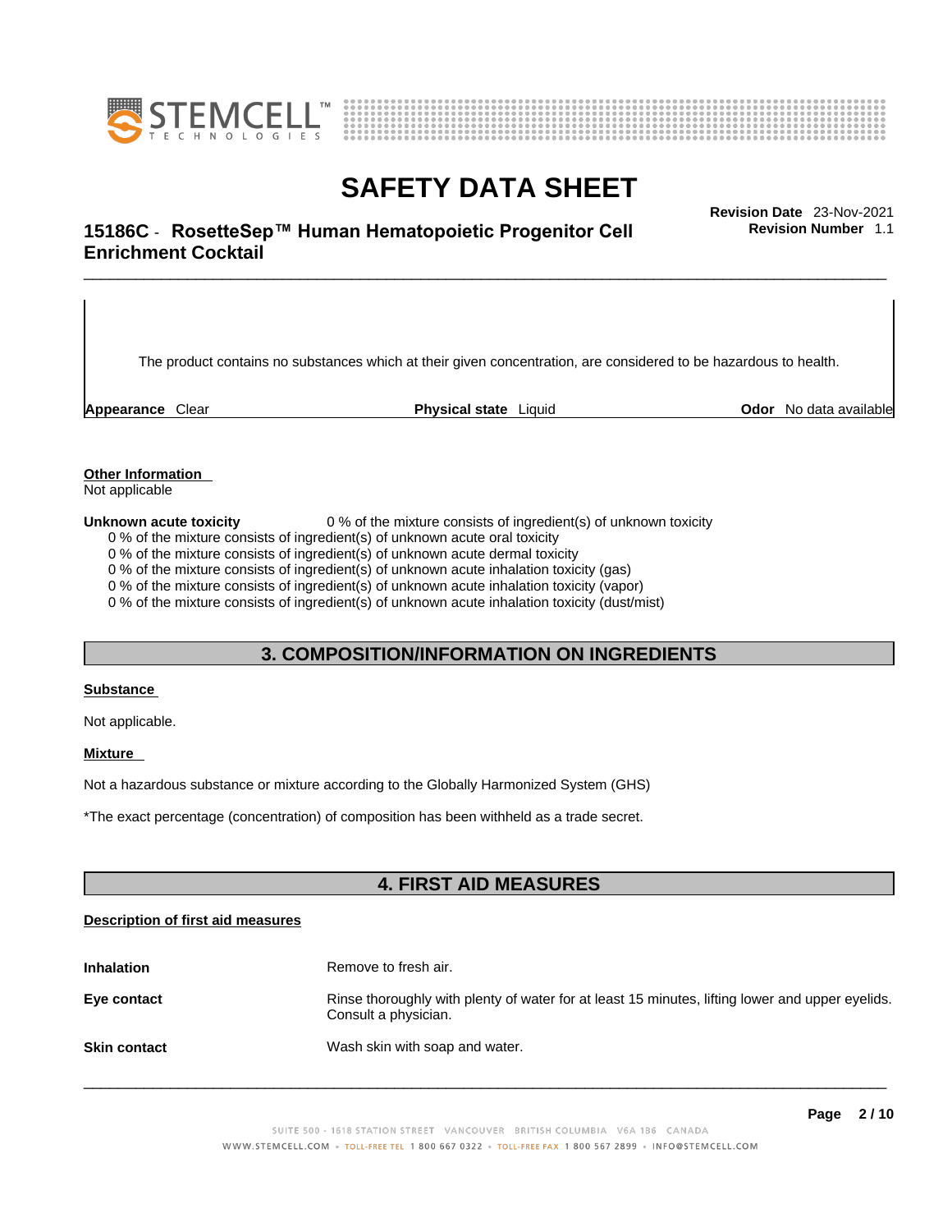The product contains no substances which at their given concentration, are considered to be hazardous to health.

**Appearance** Clear | **Physical state** Liquid | **Odor** No data available

**Other Information**

Not applicable

**Unknown acute toxicity** 0 % of the mixture consists of ingredient(s) of unknown toxicity

0 % of the mixture consists of ingredient(s) of unknown acute oral toxicity
0 % of the mixture consists of ingredient(s) of unknown acute dermal toxicity
0 % of the mixture consists of ingredient(s) of unknown acute inhalation toxicity (gas)
0 % of the mixture consists of ingredient(s) of unknown acute inhalation toxicity (vapor)
0 % of the mixture consists of ingredient(s) of unknown acute inhalation toxicity (dust/mist)

## 3. COMPOSITION/INFORMATION ON INGREDIENTS

**Substance**

Not applicable.

**Mixture**

Not a hazardous substance or mixture according to the Globally Harmonized System (GHS)

*The exact percentage (concentration) of composition has been withheld as a trade secret.

## 4. FIRST AID MEASURES

**Description of first aid measures**

**Inhalation** Remove to fresh air.

**Eye contact** Rinse thoroughly with plenty of water for at least 15 minutes, lifting lower and upper eyelids. Consult a physician.

**Skin contact** Wash skin with soap and water.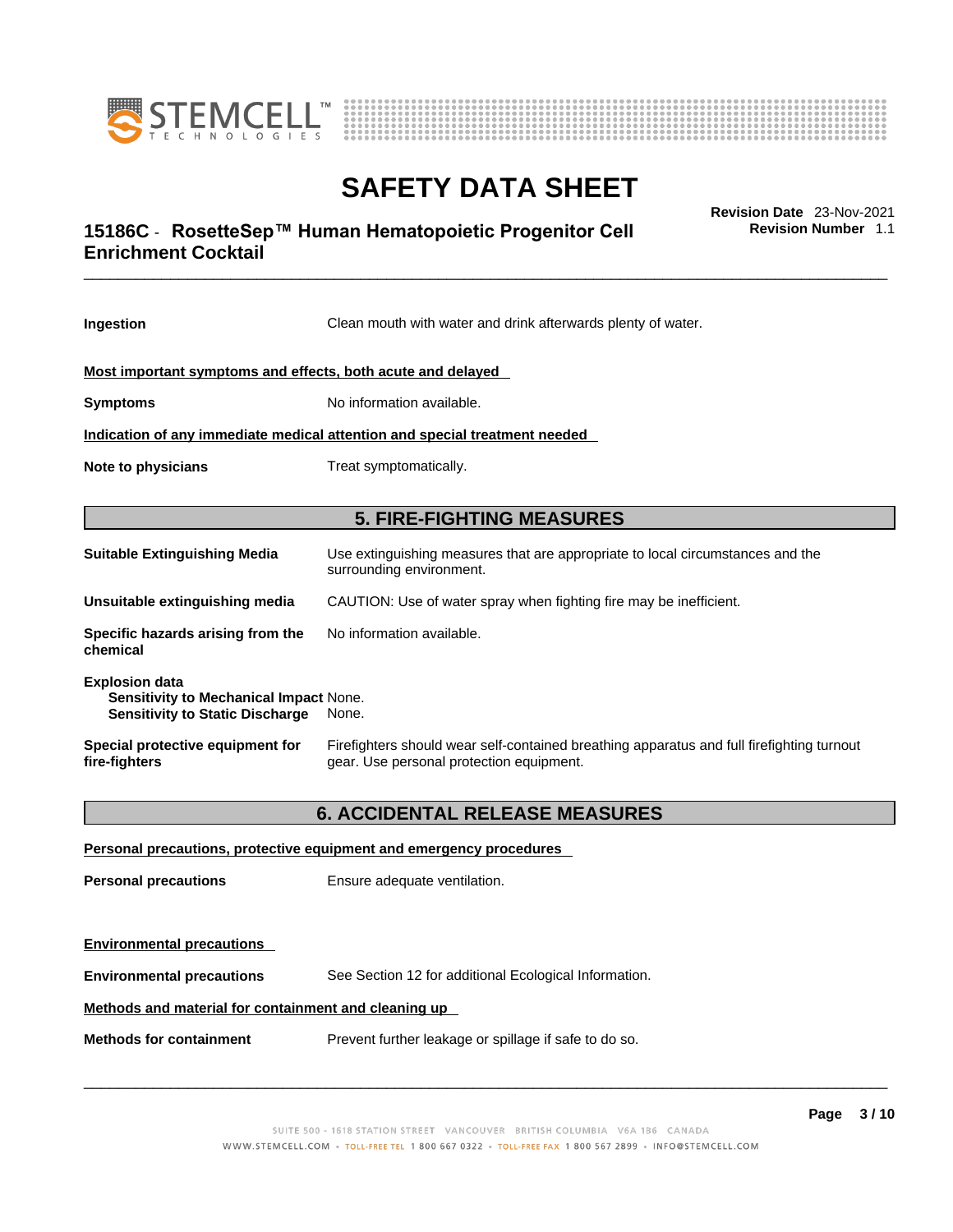| | |
|---|---|
| **Ingestion** | Clean mouth with water and drink afterwards plenty of water. |

**Most important symptoms and effects, both acute and delayed**

| | |
|---|---|
| **Symptoms** | No information available. |

**Indication of any immediate medical attention and special treatment needed**

| | |
|---|---|
| **Note to physicians** | Treat symptomatically. |

## 5. FIRE-FIGHTING MEASURES

| | |
|---|---|
| **Suitable Extinguishing Media** | Use extinguishing measures that are appropriate to local circumstances and the surrounding environment. |
| **Unsuitable extinguishing media** | CAUTION: Use of water spray when fighting fire may be inefficient. |
| **Specific hazards arising from the chemical** | No information available. |

**Explosion data**

| | |
|---|---|
| **Sensitivity to Mechanical Impact** | None. |
| **Sensitivity to Static Discharge** | None. |

| | |
|---|---|
| **Special protective equipment for fire-fighters** | Firefighters should wear self-contained breathing apparatus and full firefighting turnout gear. Use personal protection equipment. |

## 6. ACCIDENTAL RELEASE MEASURES

**Personal precautions, protective equipment and emergency procedures**

| | |
|---|---|
| **Personal precautions** | Ensure adequate ventilation. |

**Environmental precautions**

| | |
|---|---|
| **Environmental precautions** | See Section 12 for additional Ecological Information. |

**Methods and material for containment and cleaning up**

| | |
|---|---|
| **Methods for containment** | Prevent further leakage or spillage if safe to do so. |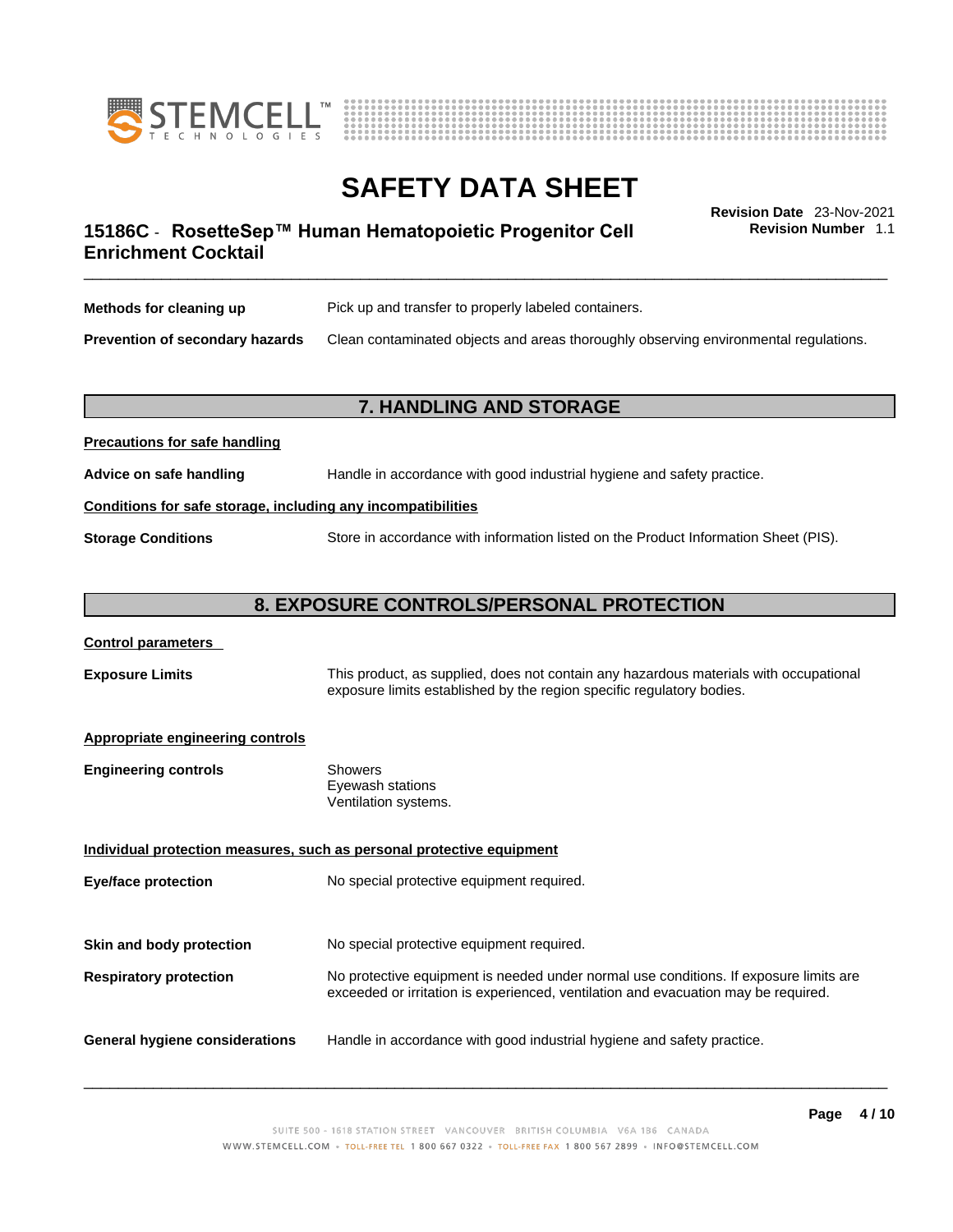**Methods for cleaning up** Pick up and transfer to properly labeled containers.

**Prevention of secondary hazards** Clean contaminated objects and areas thoroughly observing environmental regulations.

## 7. HANDLING AND STORAGE

**Precautions for safe handling**

**Advice on safe handling** Handle in accordance with good industrial hygiene and safety practice.

**Conditions for safe storage, including any incompatibilities**

**Storage Conditions** Store in accordance with information listed on the Product Information Sheet (PIS).

## 8. EXPOSURE CONTROLS/PERSONAL PROTECTION

**Control parameters**

**Exposure Limits** This product, as supplied, does not contain any hazardous materials with occupational exposure limits established by the region specific regulatory bodies.

**Appropriate engineering controls**

**Engineering controls** Showers
Eyewash stations
Ventilation systems.

**Individual protection measures, such as personal protective equipment**

**Eye/face protection** No special protective equipment required.

**Skin and body protection** No special protective equipment required.

**Respiratory protection** No protective equipment is needed under normal use conditions. If exposure limits are exceeded or irritation is experienced, ventilation and evacuation may be required.

**General hygiene considerations** Handle in accordance with good industrial hygiene and safety practice.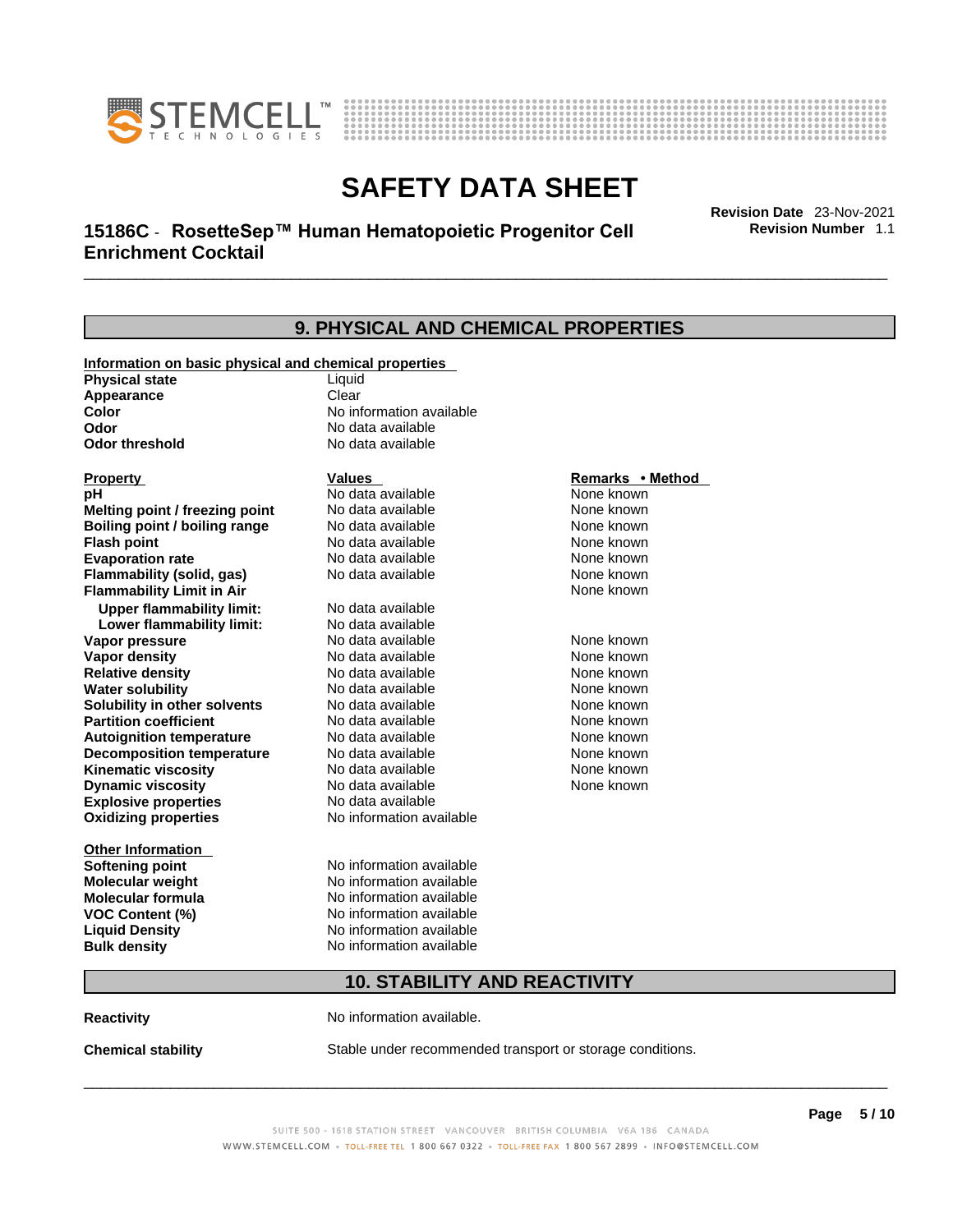## 9. PHYSICAL AND CHEMICAL PROPERTIES

**Information on basic physical and chemical properties**

| | |
|---|---|
| **Physical state** | Liquid |
| **Appearance** | Clear |
| **Color** | No information available |
| **Odor** | No data available |
| **Odor threshold** | No data available |

| Property | Values | Remarks • Method |
|---|---|---|
| **pH** | No data available | None known |
| **Melting point / freezing point** | No data available | None known |
| **Boiling point / boiling range** | No data available | None known |
| **Flash point** | No data available | None known |
| **Evaporation rate** | No data available | None known |
| **Flammability (solid, gas)** | No data available | None known |
| **Flammability Limit in Air** | | None known |
| **Upper flammability limit:** | No data available | |
| **Lower flammability limit:** | No data available | |
| **Vapor pressure** | No data available | None known |
| **Vapor density** | No data available | None known |
| **Relative density** | No data available | None known |
| **Water solubility** | No data available | None known |
| **Solubility in other solvents** | No data available | None known |
| **Partition coefficient** | No data available | None known |
| **Autoignition temperature** | No data available | None known |
| **Decomposition temperature** | No data available | None known |
| **Kinematic viscosity** | No data available | None known |
| **Dynamic viscosity** | No data available | None known |
| **Explosive properties** | No data available | |
| **Oxidizing properties** | No information available | |

**Other Information**

| | |
|---|---|
| **Softening point** | No information available |
| **Molecular weight** | No information available |
| **Molecular formula** | No information available |
| **VOC Content (%)** | No information available |
| **Liquid Density** | No information available |
| **Bulk density** | No information available |

## 10. STABILITY AND REACTIVITY

**Reactivity** No information available.

**Chemical stability** Stable under recommended transport or storage conditions.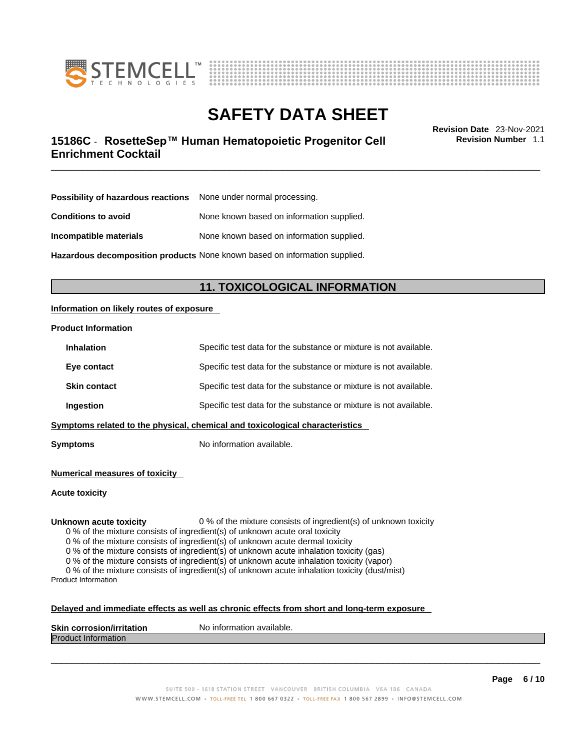**Possibility of hazardous reactions** None under normal processing.

**Conditions to avoid** None known based on information supplied.

**Incompatible materials** None known based on information supplied.

**Hazardous decomposition products** None known based on information supplied.

## 11. TOXICOLOGICAL INFORMATION

**Information on likely routes of exposure**

**Product Information**

**Inhalation** Specific test data for the substance or mixture is not available.

**Eye contact** Specific test data for the substance or mixture is not available.

**Skin contact** Specific test data for the substance or mixture is not available.

**Ingestion** Specific test data for the substance or mixture is not available.

**Symptoms related to the physical, chemical and toxicological characteristics**

**Symptoms** No information available.

**Numerical measures of toxicity**

**Acute toxicity**

**Unknown acute toxicity** 0 % of the mixture consists of ingredient(s) of unknown toxicity

0 % of the mixture consists of ingredient(s) of unknown acute oral toxicity
0 % of the mixture consists of ingredient(s) of unknown acute dermal toxicity
0 % of the mixture consists of ingredient(s) of unknown acute inhalation toxicity (gas)
0 % of the mixture consists of ingredient(s) of unknown acute inhalation toxicity (vapor)
0 % of the mixture consists of ingredient(s) of unknown acute inhalation toxicity (dust/mist)

Product Information

**Delayed and immediate effects as well as chronic effects from short and long-term exposure**

**Skin corrosion/irritation** No information available.

Product Information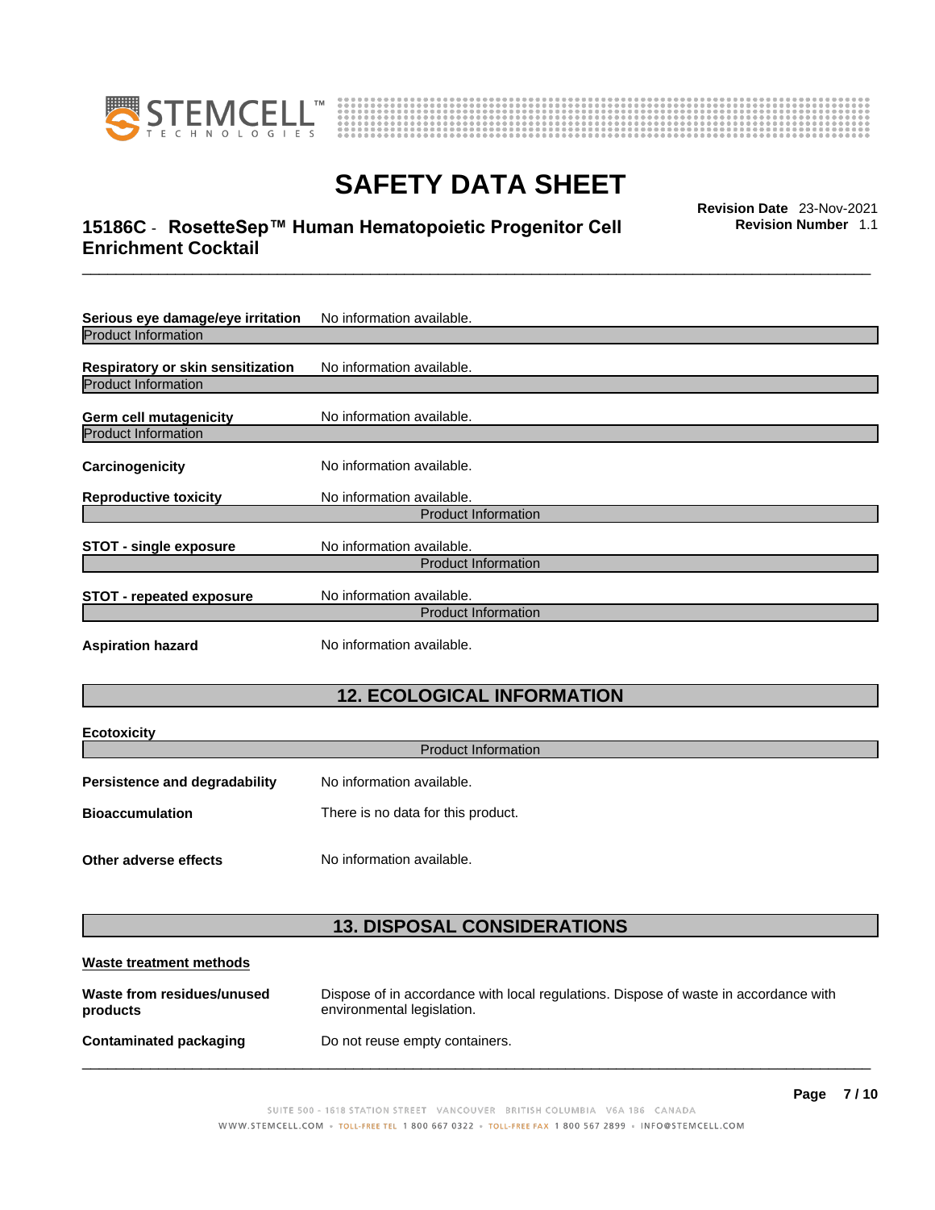**Serious eye damage/eye irritation** No information available.

Product Information

**Respiratory or skin sensitization** No information available.

Product Information

**Germ cell mutagenicity** No information available.

Product Information

**Carcinogenicity** No information available.

**Reproductive toxicity** No information available.

Product Information

**STOT - single exposure** No information available.

Product Information

**STOT - repeated exposure** No information available.

Product Information

**Aspiration hazard** No information available.

## 12. ECOLOGICAL INFORMATION

**Ecotoxicity**

Product Information

**Persistence and degradability** No information available.

**Bioaccumulation** There is no data for this product.

**Other adverse effects** No information available.

## 13. DISPOSAL CONSIDERATIONS

**Waste treatment methods**

**Waste from residues/unused products** Dispose of in accordance with local regulations. Dispose of waste in accordance with environmental legislation.

**Contaminated packaging** Do not reuse empty containers.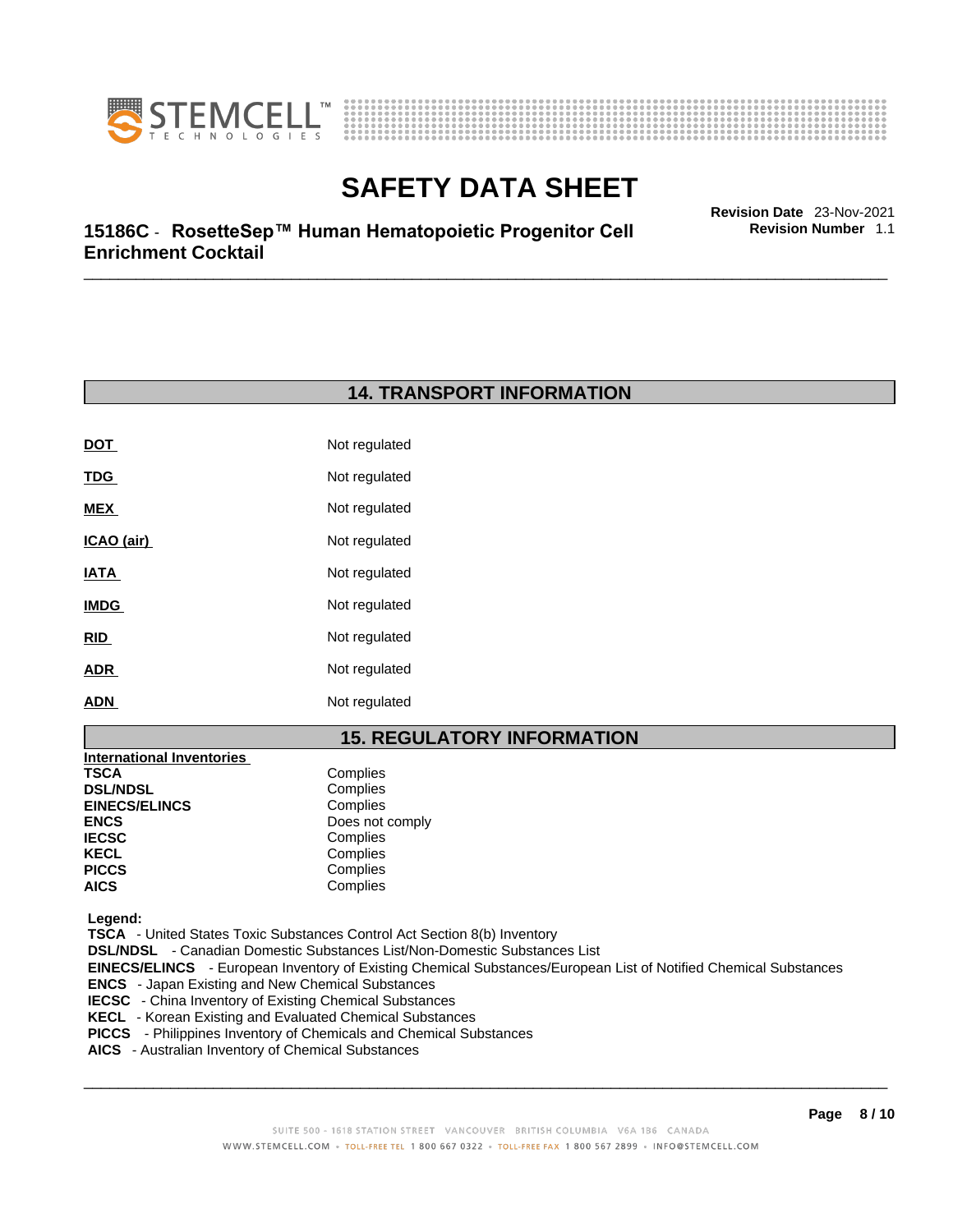## 14. TRANSPORT INFORMATION

| | |
|---|---|
| **DOT** | Not regulated |
| **TDG** | Not regulated |
| **MEX** | Not regulated |
| **ICAO (air)** | Not regulated |
| **IATA** | Not regulated |
| **IMDG** | Not regulated |
| **RID** | Not regulated |
| **ADR** | Not regulated |
| **ADN** | Not regulated |

## 15. REGULATORY INFORMATION

**International Inventories**

| | |
|---|---|
| **TSCA** | Complies |
| **DSL/NDSL** | Complies |
| **EINECS/ELINCS** | Complies |
| **ENCS** | Does not comply |
| **IECSC** | Complies |
| **KECL** | Complies |
| **PICCS** | Complies |
| **AICS** | Complies |

**Legend:**

**TSCA** - United States Toxic Substances Control Act Section 8(b) Inventory
**DSL/NDSL** - Canadian Domestic Substances List/Non-Domestic Substances List
**EINECS/ELINCS** - European Inventory of Existing Chemical Substances/European List of Notified Chemical Substances
**ENCS** - Japan Existing and New Chemical Substances
**IECSC** - China Inventory of Existing Chemical Substances
**KECL** - Korean Existing and Evaluated Chemical Substances
**PICCS** - Philippines Inventory of Chemicals and Chemical Substances
**AICS** - Australian Inventory of Chemical Substances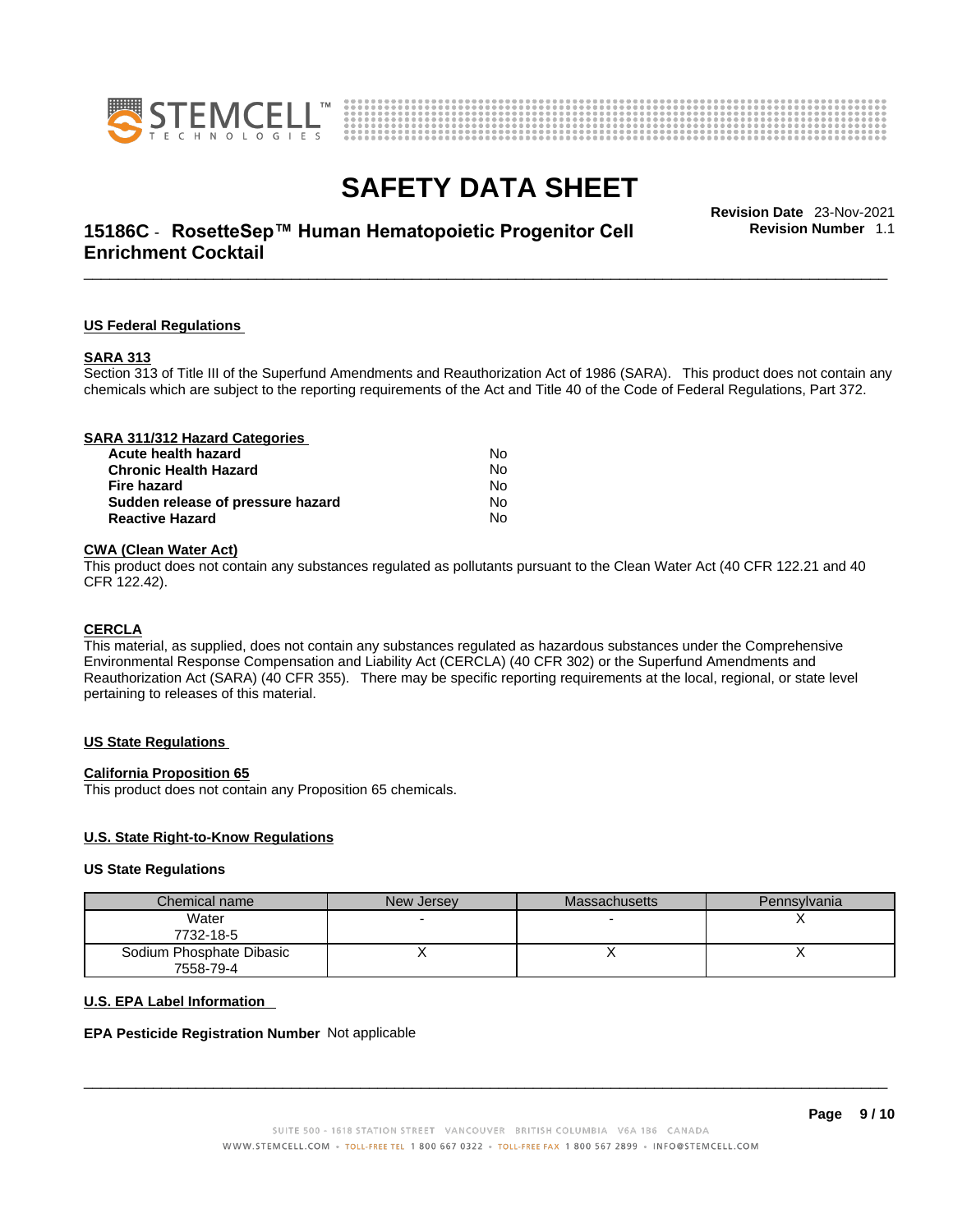## US Federal Regulations

### SARA 313

Section 313 of Title III of the Superfund Amendments and Reauthorization Act of 1986 (SARA). This product does not contain any chemicals which are subject to the reporting requirements of the Act and Title 40 of the Code of Federal Regulations, Part 372.

### SARA 311/312 Hazard Categories

| | |
|---|---|
| **Acute health hazard** | No |
| **Chronic Health Hazard** | No |
| **Fire hazard** | No |
| **Sudden release of pressure hazard** | No |
| **Reactive Hazard** | No |

### CWA (Clean Water Act)

This product does not contain any substances regulated as pollutants pursuant to the Clean Water Act (40 CFR 122.21 and 40 CFR 122.42).

### CERCLA

This material, as supplied, does not contain any substances regulated as hazardous substances under the Comprehensive Environmental Response Compensation and Liability Act (CERCLA) (40 CFR 302) or the Superfund Amendments and Reauthorization Act (SARA) (40 CFR 355). There may be specific reporting requirements at the local, regional, or state level pertaining to releases of this material.

## US State Regulations

### California Proposition 65

This product does not contain any Proposition 65 chemicals.

### U.S. State Right-to-Know Regulations

**US State Regulations**

| Chemical name | New Jersey | Massachusetts | Pennsylvania |
|---|---|---|---|
| Water<br>7732-18-5 | - | - | X |
| Sodium Phosphate Dibasic<br>7558-79-4 | X | X | X |

### U.S. EPA Label Information

**EPA Pesticide Registration Number** Not applicable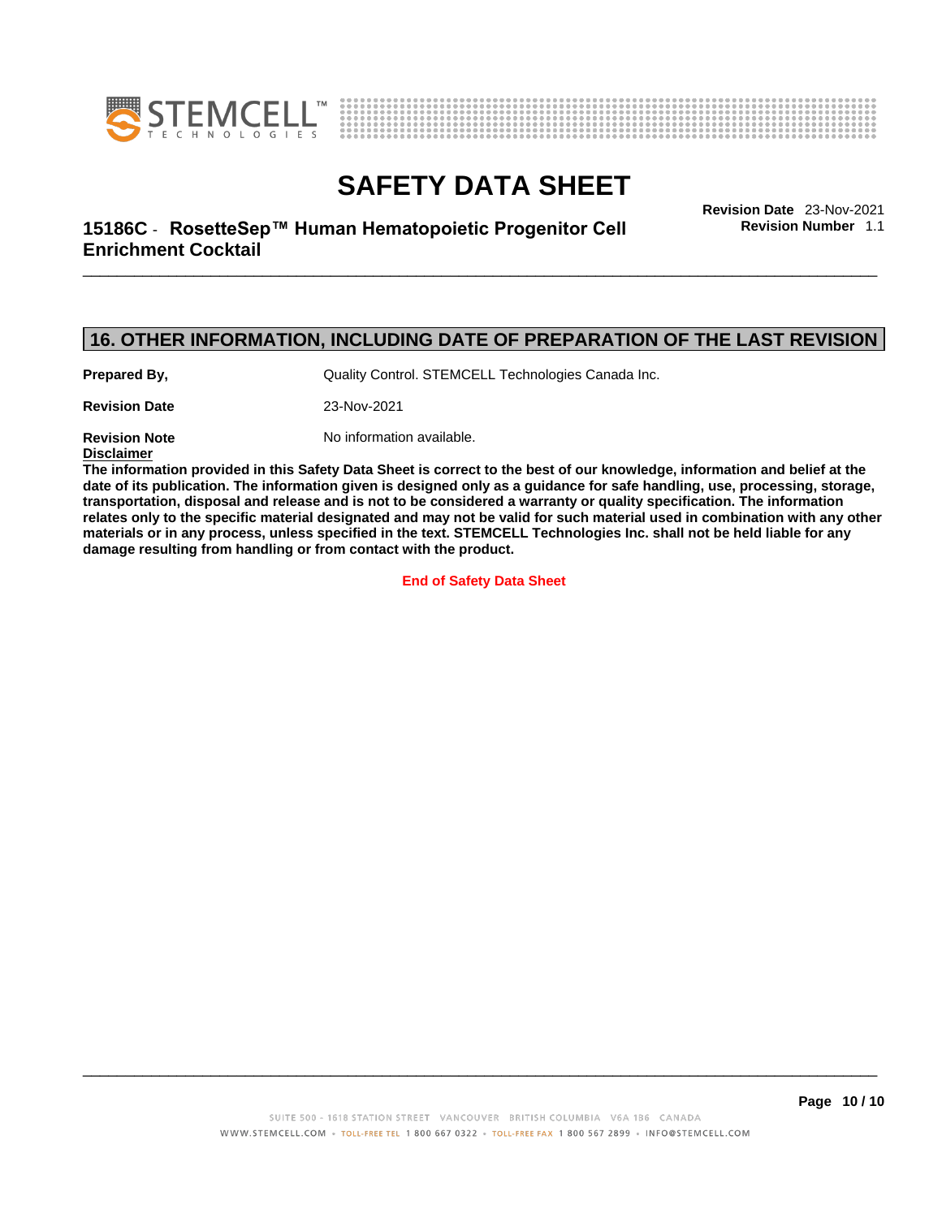## 16. OTHER INFORMATION, INCLUDING DATE OF PREPARATION OF THE LAST REVISION

**Prepared By,** Quality Control. STEMCELL Technologies Canada Inc.

**Revision Date** 23-Nov-2021

**Revision Note** No information available.

**Disclaimer**

**The information provided in this Safety Data Sheet is correct to the best of our knowledge, information and belief at the date of its publication. The information given is designed only as a guidance for safe handling, use, processing, storage, transportation, disposal and release and is not to be considered a warranty or quality specification. The information relates only to the specific material designated and may not be valid for such material used in combination with any other materials or in any process, unless specified in the text. STEMCELL Technologies Inc. shall not be held liable for any damage resulting from handling or from contact with the product.**

**End of Safety Data Sheet**